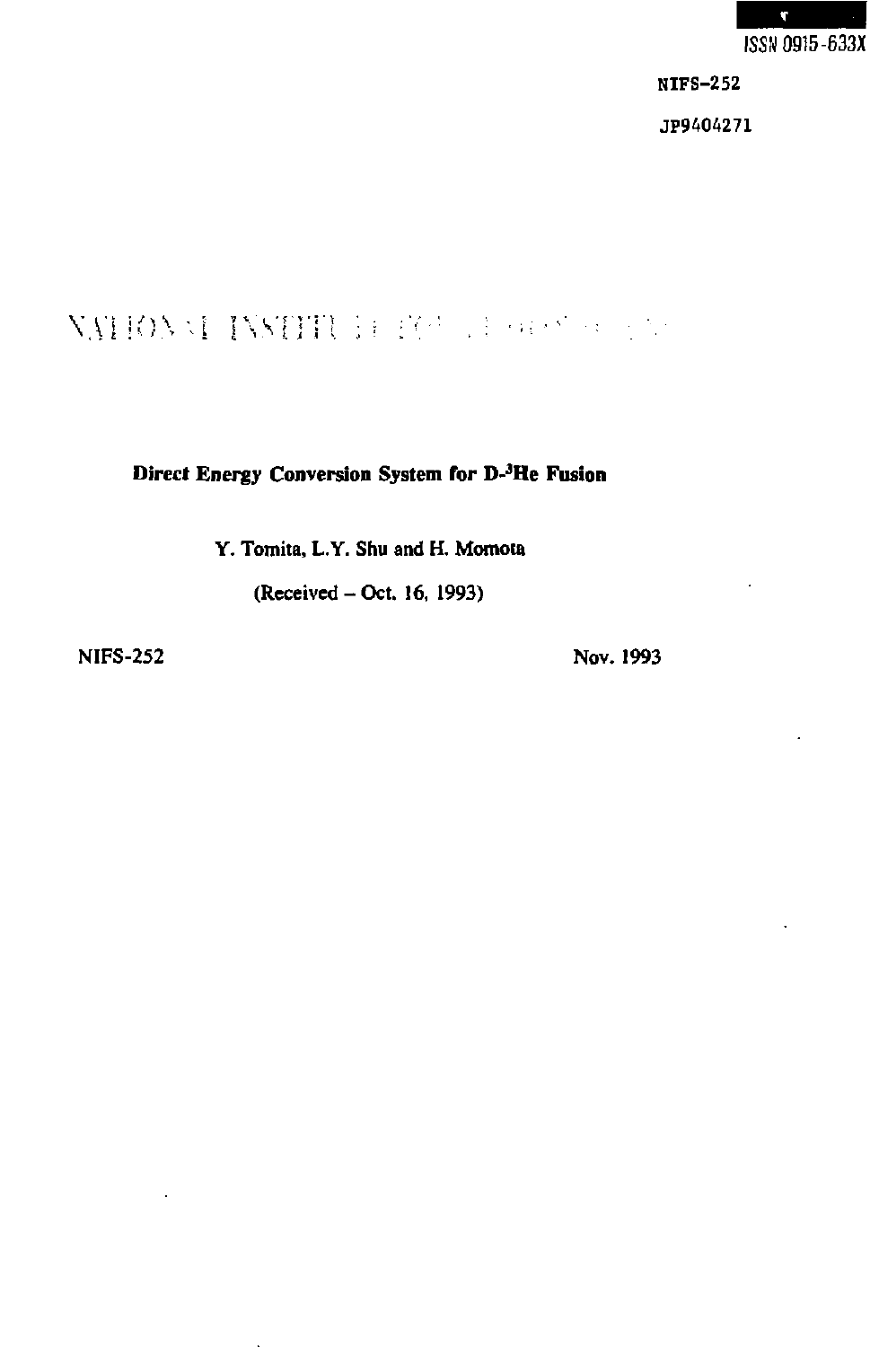ISSN 0915-633X

NIFS-252

JP9404271

NATIONAL INSTITUTE FOR FUSION SCIENCE

**Direct Energy Conversion System for D-$^3$He Fusion**

Y. Tomita, L.Y. Shu and H. Momota

(Received – Oct. 16, 1993)

NIFS-252 Nov. 1993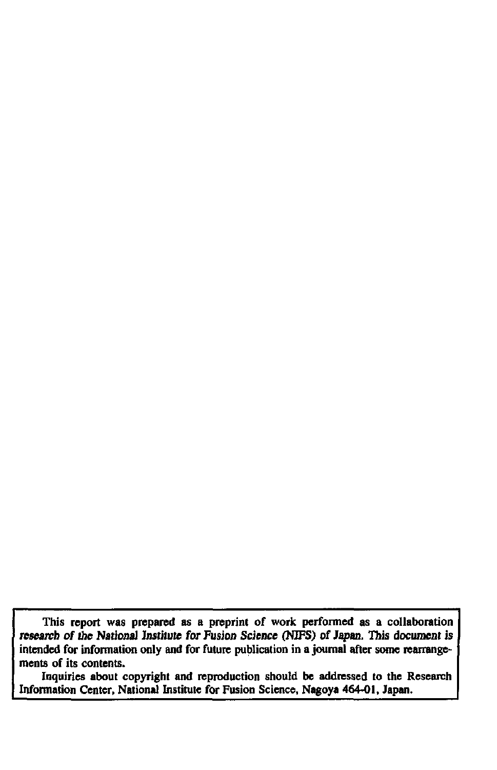This report was prepared as a preprint of work performed as a collaboration research of the National Institute for Fusion Science (NIFS) of Japan. This document is intended for information only and for future publication in a journal after some rearrangements of its contents.

Inquiries about copyright and reproduction should be addressed to the Research Information Center, National Institute for Fusion Science, Nagoya 464-01, Japan.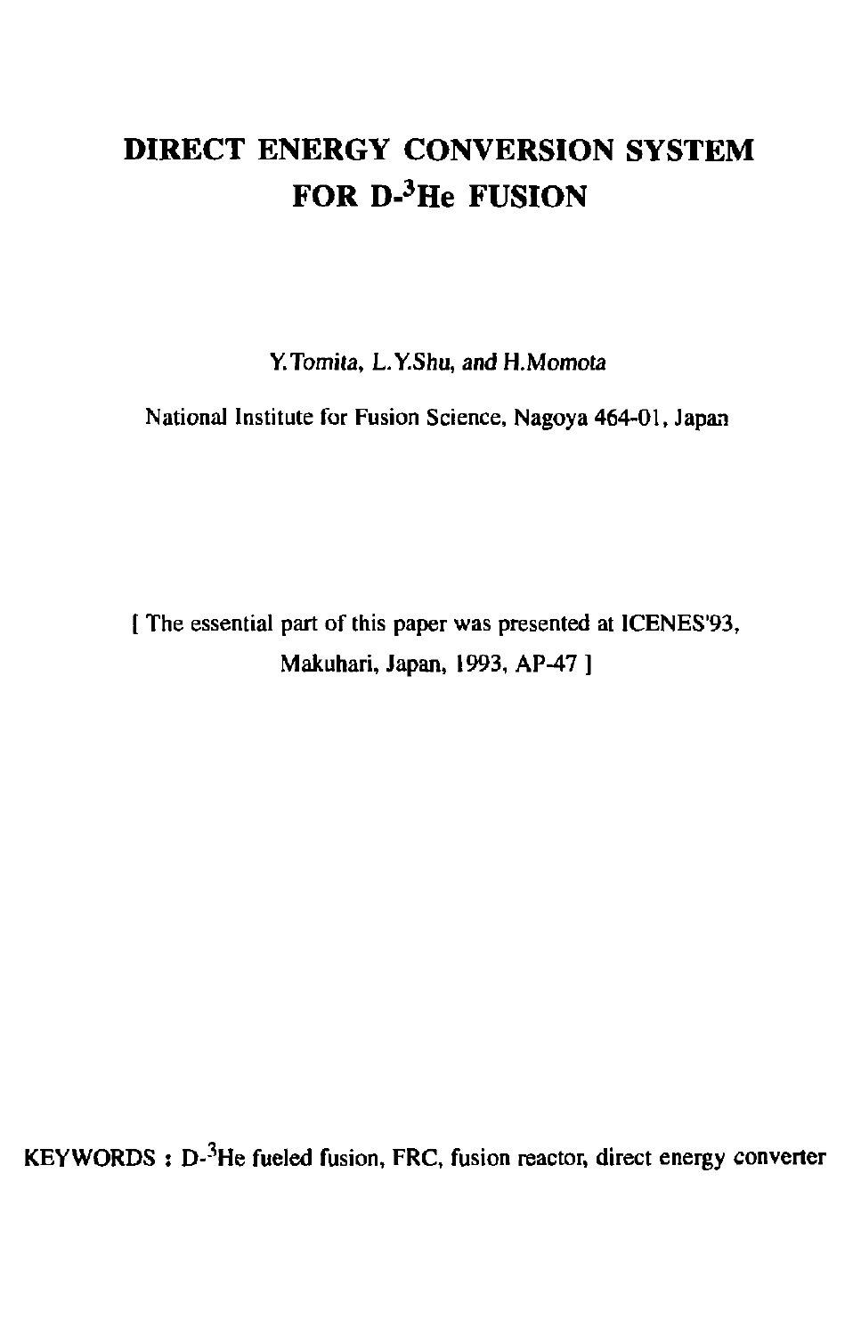# DIRECT ENERGY CONVERSION SYSTEM FOR D-$^3$He FUSION

*Y.Tomita, L.Y.Shu, and H.Momota*

National Institute for Fusion Science, Nagoya 464-01, Japan

[ The essential part of this paper was presented at ICENES'93, Makuhari, Japan, 1993, AP-47 ]

KEYWORDS : D-$^3$He fueled fusion, FRC, fusion reactor, direct energy converter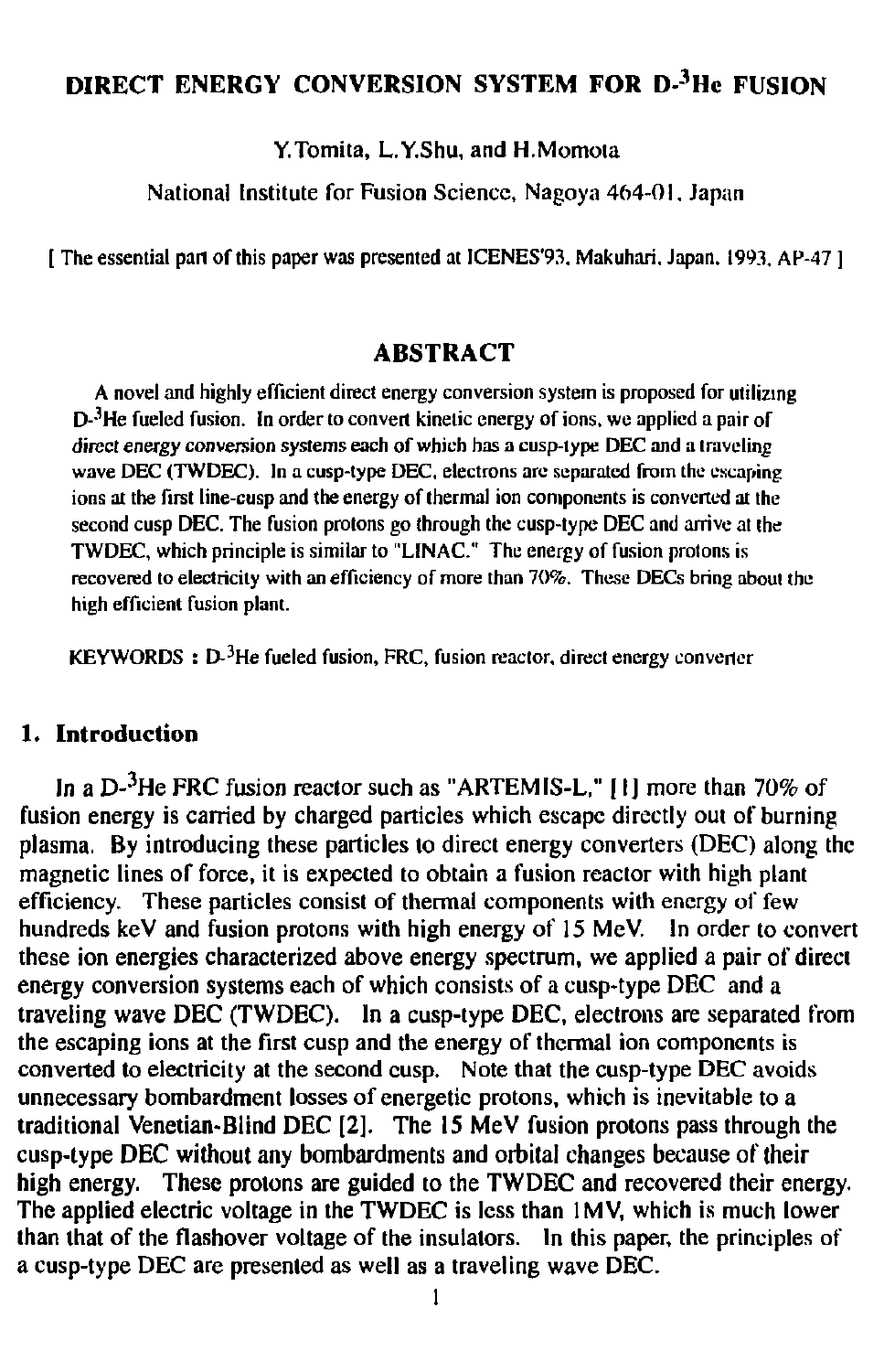# DIRECT ENERGY CONVERSION SYSTEM FOR D-$^3$He FUSION

Y.Tomita, L.Y.Shu, and H.Momota

National Institute for Fusion Science, Nagoya 464-01, Japan

[ The essential part of this paper was presented at ICENES'93, Makuhari, Japan, 1993, AP-47 ]

## ABSTRACT

A novel and highly efficient direct energy conversion system is proposed for utilizing D-$^3$He fueled fusion. In order to convert kinetic energy of ions, we applied a pair of direct energy conversion systems each of which has a cusp-type DEC and a traveling wave DEC (TWDEC). In a cusp-type DEC, electrons are separated from the escaping ions at the first line-cusp and the energy of thermal ion components is converted at the second cusp DEC. The fusion protons go through the cusp-type DEC and arrive at the TWDEC, which principle is similar to "LINAC." The energy of fusion protons is recovered to electricity with an efficiency of more than 70%. These DECs bring about the high efficient fusion plant.

KEYWORDS : D-$^3$He fueled fusion, FRC, fusion reactor, direct energy converter

## 1. Introduction

In a D-$^3$He FRC fusion reactor such as "ARTEMIS-L," [1] more than 70% of fusion energy is carried by charged particles which escape directly out of burning plasma. By introducing these particles to direct energy converters (DEC) along the magnetic lines of force, it is expected to obtain a fusion reactor with high plant efficiency. These particles consist of thermal components with energy of few hundreds keV and fusion protons with high energy of 15 MeV. In order to convert these ion energies characterized above energy spectrum, we applied a pair of direct energy conversion systems each of which consists of a cusp-type DEC and a traveling wave DEC (TWDEC). In a cusp-type DEC, electrons are separated from the escaping ions at the first cusp and the energy of thermal ion components is converted to electricity at the second cusp. Note that the cusp-type DEC avoids unnecessary bombardment losses of energetic protons, which is inevitable to a traditional Venetian-Blind DEC [2]. The 15 MeV fusion protons pass through the cusp-type DEC without any bombardments and orbital changes because of their high energy. These protons are guided to the TWDEC and recovered their energy. The applied electric voltage in the TWDEC is less than 1MV, which is much lower than that of the flashover voltage of the insulators. In this paper, the principles of a cusp-type DEC are presented as well as a traveling wave DEC.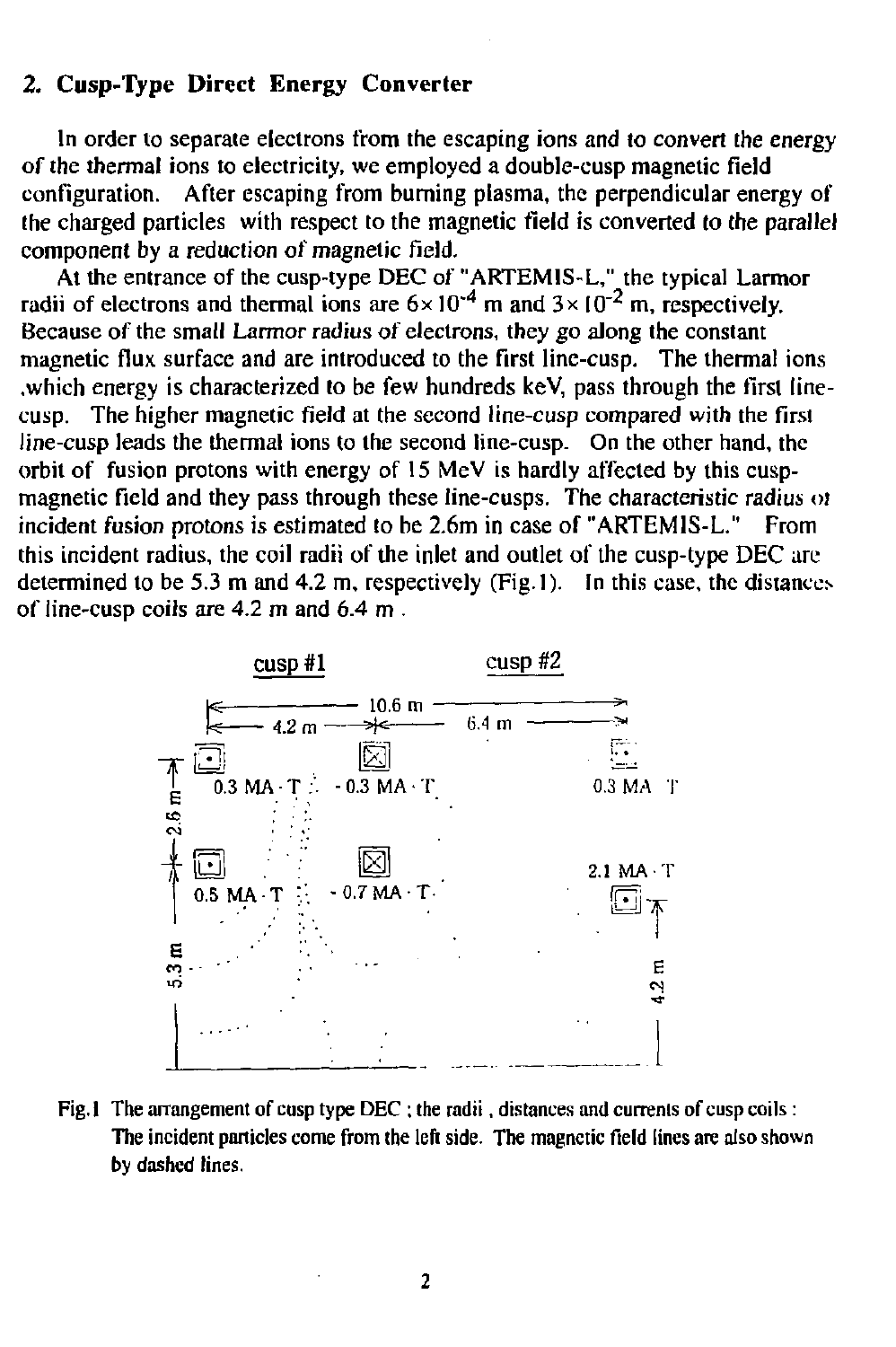## 2. Cusp-Type Direct Energy Converter

In order to separate electrons from the escaping ions and to convert the energy of the thermal ions to electricity, we employed a double-cusp magnetic field configuration. After escaping from burning plasma, the perpendicular energy of the charged particles with respect to the magnetic field is converted to the parallel component by a reduction of magnetic field.

At the entrance of the cusp-type DEC of "ARTEMIS-L," the typical Larmor radii of electrons and thermal ions are $6 \times 10^{-4}$ m and $3 \times 10^{-2}$ m, respectively. Because of the small Larmor radius of electrons, they go along the constant magnetic flux surface and are introduced to the first line-cusp. The thermal ions ,which energy is characterized to be few hundreds keV, pass through the first line-cusp. The higher magnetic field at the second line-cusp compared with the first line-cusp leads the thermal ions to the second line-cusp. On the other hand, the orbit of fusion protons with energy of 15 MeV is hardly affected by this cusp-magnetic field and they pass through these line-cusps. The characteristic radius of incident fusion protons is estimated to be 2.6m in case of "ARTEMIS-L." From this incident radius, the coil radii of the inlet and outlet of the cusp-type DEC are determined to be 5.3 m and 4.2 m, respectively (Fig.1). In this case, the distances of line-cusp coils are 4.2 m and 6.4 m .

Fig.1 The arrangement of cusp type DEC ; the radii , distances and currents of cusp coils : The incident particles come from the left side. The magnetic field lines are also shown by dashed lines.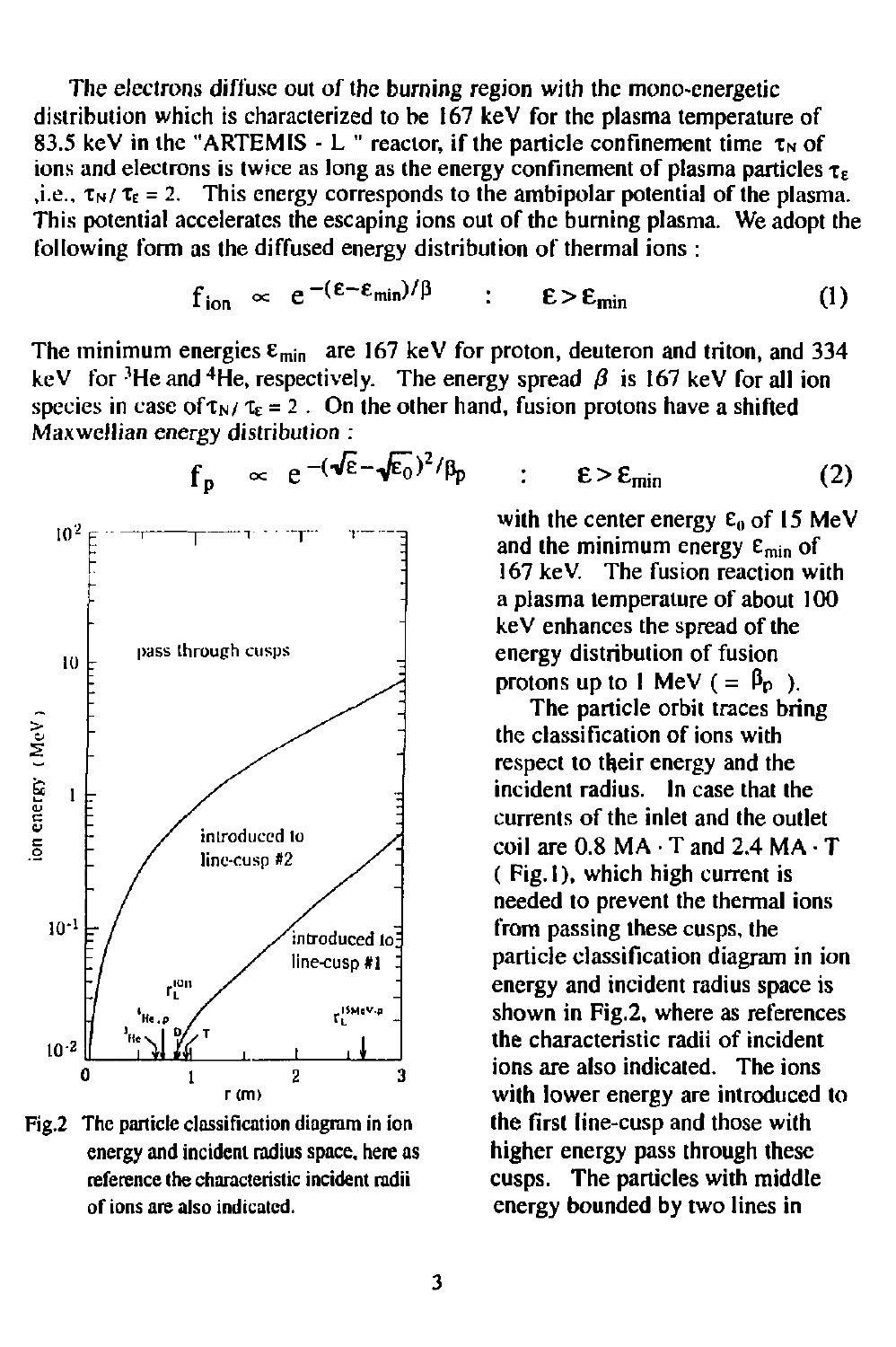The electrons diffuse out of the burning region with the mono-energetic distribution which is characterized to be 167 keV for the plasma temperature of 83.5 keV in the "ARTEMIS - L " reactor, if the particle confinement time $\tau_N$ of ions and electrons is twice as long as the energy confinement of plasma particles $\tau_\varepsilon$ ,i.e., $\tau_N / \tau_\varepsilon = 2$. This energy corresponds to the ambipolar potential of the plasma. This potential accelerates the escaping ions out of the burning plasma. We adopt the following form as the diffused energy distribution of thermal ions :

$$f_{ion} \propto e^{-(\varepsilon - \varepsilon_{min})/\beta} \quad : \quad \varepsilon > \varepsilon_{min} \tag{1}$$

The minimum energies $\varepsilon_{min}$ are 167 keV for proton, deuteron and triton, and 334 keV for $^3He$ and $^4He$, respectively. The energy spread $\beta$ is 167 keV for all ion species in case of $\tau_N / \tau_\varepsilon = 2$ . On the other hand, fusion protons have a shifted Maxwellian energy distribution :

$$f_p \propto e^{-(\sqrt{\varepsilon} - \sqrt{\varepsilon_0})^2/\beta_p} \quad : \quad \varepsilon > \varepsilon_{min} \tag{2}$$

with the center energy $\varepsilon_0$ of 15 MeV and the minimum energy $\varepsilon_{min}$ of 167 keV. The fusion reaction with a plasma temperature of about 100 keV enhances the spread of the energy distribution of fusion protons up to 1 MeV ( = $\beta_p$ ).

The particle orbit traces bring the classification of ions with respect to their energy and the incident radius. In case that the currents of the inlet and the outlet coil are 0.8 MA · T and 2.4 MA · T ( Fig.1), which high current is needed to prevent the thermal ions from passing these cusps, the particle classification diagram in ion energy and incident radius space is shown in Fig.2, where as references the characteristic radii of incident ions are also indicated. The ions with lower energy are introduced to the first line-cusp and those with higher energy pass through these cusps. The particles with middle energy bounded by two lines in

Fig.2 The particle classification diagram in ion energy and incident radius space, here as reference the characteristic incident radii of ions are also indicated.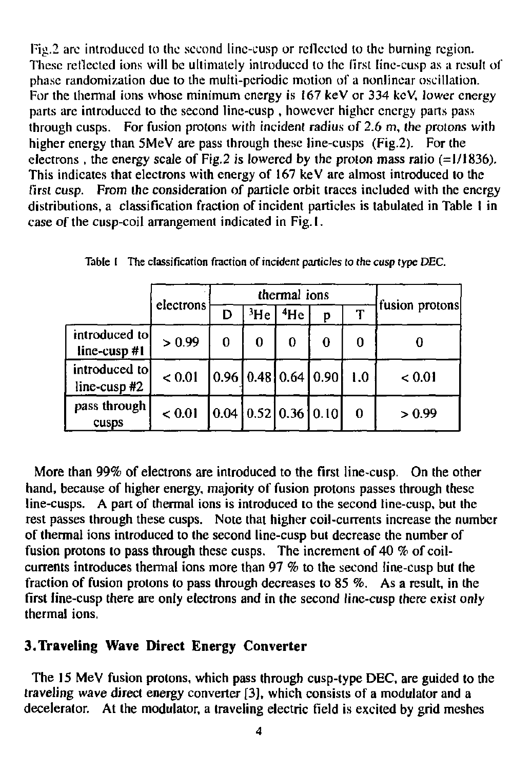Fig.2 are introduced to the second line-cusp or reflected to the burning region. These reflected ions will be ultimately introduced to the first line-cusp as a result of phase randomization due to the multi-periodic motion of a nonlinear oscillation. For the thermal ions whose minimum energy is 167 keV or 334 keV, lower energy parts are introduced to the second line-cusp , however higher energy parts pass through cusps. For fusion protons with incident radius of 2.6 m, the protons with higher energy than 5MeV are pass through these line-cusps (Fig.2). For the electrons , the energy scale of Fig.2 is lowered by the proton mass ratio (=1/1836). This indicates that electrons with energy of 167 keV are almost introduced to the first cusp. From the consideration of particle orbit traces included with the energy distributions, a classification fraction of incident particles is tabulated in Table 1 in case of the cusp-coil arrangement indicated in Fig.1.

Table 1 The classification fraction of incident particles to the cusp type DEC.

| | electrons | thermal ions | | | | | fusion protons |
|---|---|---|---|---|---|---|---|
| | | D | $^3$He | $^4$He | p | T | |
| introduced to line-cusp #1 | > 0.99 | 0 | 0 | 0 | 0 | 0 | 0 |
| introduced to line-cusp #2 | < 0.01 | 0.96 | 0.48 | 0.64 | 0.90 | 1.0 | < 0.01 |
| pass through cusps | < 0.01 | 0.04 | 0.52 | 0.36 | 0.10 | 0 | > 0.99 |

More than 99% of electrons are introduced to the first line-cusp. On the other hand, because of higher energy, majority of fusion protons passes through these line-cusps. A part of thermal ions is introduced to the second line-cusp, but the rest passes through these cusps. Note that higher coil-currents increase the number of thermal ions introduced to the second line-cusp but decrease the number of fusion protons to pass through these cusps. The increment of 40 % of coil-currents introduces thermal ions more than 97 % to the second line-cusp but the fraction of fusion protons to pass through decreases to 85 %. As a result, in the first line-cusp there are only electrons and in the second line-cusp there exist only thermal ions.

## 3. Traveling Wave Direct Energy Converter

The 15 MeV fusion protons, which pass through cusp-type DEC, are guided to the traveling wave direct energy converter [3], which consists of a modulator and a decelerator. At the modulator, a traveling electric field is excited by grid meshes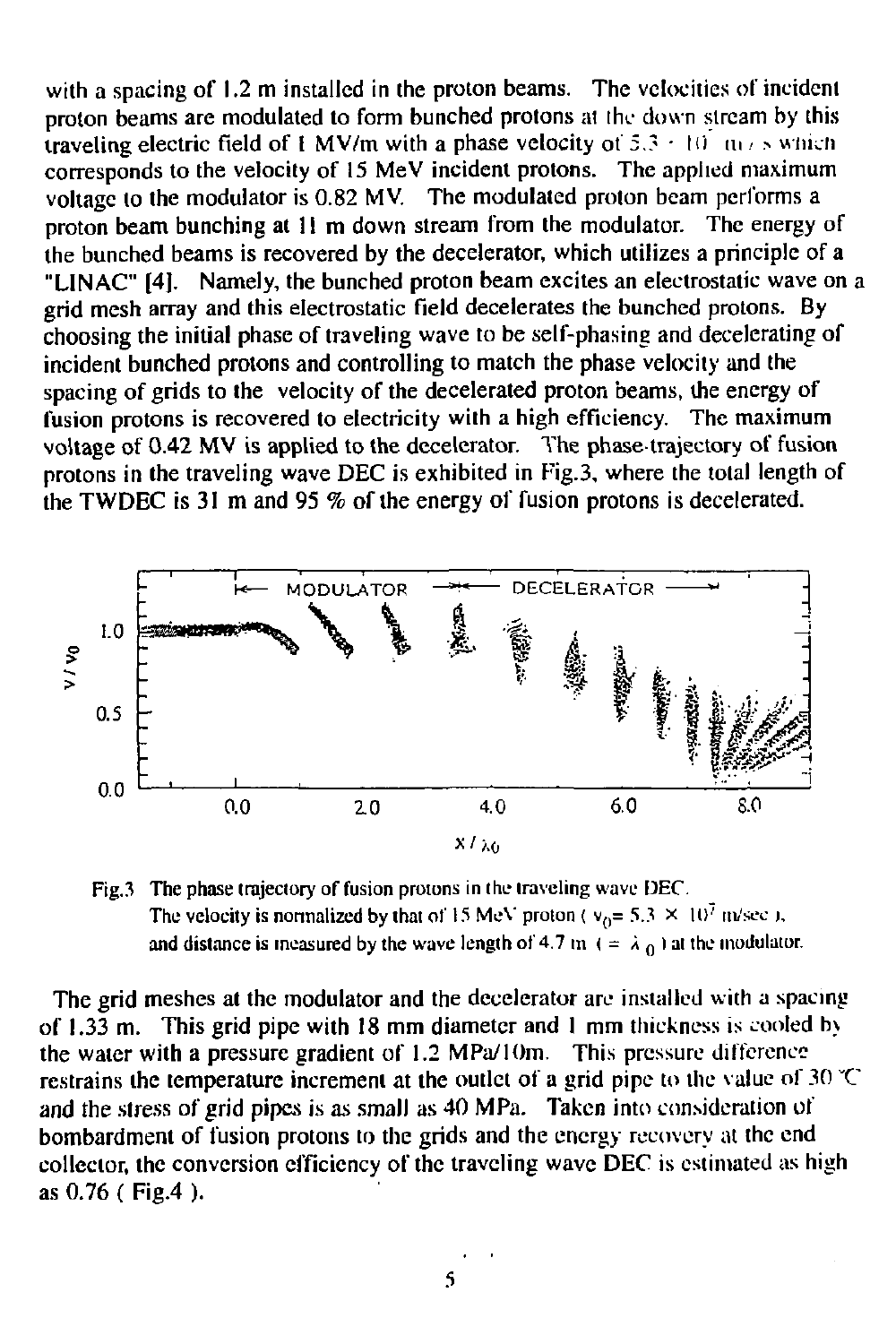with a spacing of 1.2 m installed in the proton beams. The velocities of incident proton beams are modulated to form bunched protons at the down stream by this traveling electric field of 1 MV/m with a phase velocity of $5.3 \cdot 10^7$ m/s which corresponds to the velocity of 15 MeV incident protons. The applied maximum voltage to the modulator is 0.82 MV. The modulated proton beam performs a proton beam bunching at 11 m down stream from the modulator. The energy of the bunched beams is recovered by the decelerator, which utilizes a principle of a "LINAC" [4]. Namely, the bunched proton beam excites an electrostatic wave on a grid mesh array and this electrostatic field decelerates the bunched protons. By choosing the initial phase of traveling wave to be self-phasing and decelerating of incident bunched protons and controlling to match the phase velocity and the spacing of grids to the velocity of the decelerated proton beams, the energy of fusion protons is recovered to electricity with a high efficiency. The maximum voltage of 0.42 MV is applied to the decelerator. The phase-trajectory of fusion protons in the traveling wave DEC is exhibited in Fig.3, where the total length of the TWDEC is 31 m and 95 % of the energy of fusion protons is decelerated.

Fig.3 The phase trajectory of fusion protons in the traveling wave DEC. The velocity is normalized by that of 15 MeV proton ( $v_0 = 5.3 \times 10^7$ m/sec ), and distance is measured by the wave length of 4.7 m ( $= \lambda_0$ ) at the modulator.

The grid meshes at the modulator and the decelerator are installed with a spacing of 1.33 m. This grid pipe with 18 mm diameter and 1 mm thickness is cooled by the water with a pressure gradient of 1.2 MPa/10m. This pressure difference restrains the temperature increment at the outlet of a grid pipe to the value of 30 °C and the stress of grid pipes is as small as 40 MPa. Taken into consideration of bombardment of fusion protons to the grids and the energy recovery at the end collector, the conversion efficiency of the traveling wave DEC is estimated as high as 0.76 ( Fig.4 ).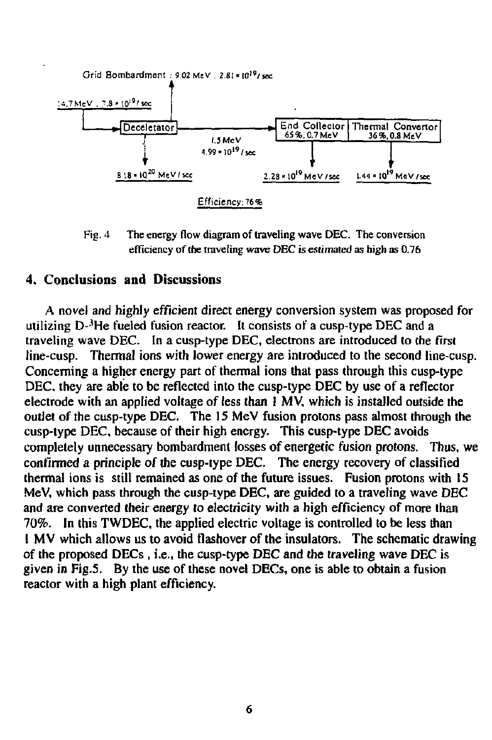Grid Bombardment : 9.02 MeV , $2.81 \times 10^{19}$/sec

14.7 MeV , $7.8 \times 10^{19}$/sec

Decelerator

1.5 MeV

$4.99 \times 10^{19}$/sec

$8.18 \times 10^{20}$ MeV/sec

End Collector 65%, 0.7 MeV

Thermal Convertor 36%, 0.8 MeV

$2.28 \times 10^{19}$ MeV/sec

$1.44 \times 10^{19}$ MeV/sec

Efficiency: 76%

Fig. 4 The energy flow diagram of traveling wave DEC. The conversion efficiency of the traveling wave DEC is estimated as high as 0.76

## 4. Conclusions and Discussions

A novel and highly efficient direct energy conversion system was proposed for utilizing D-$^3$He fueled fusion reactor. It consists of a cusp-type DEC and a traveling wave DEC. In a cusp-type DEC, electrons are introduced to the first line-cusp. Thermal ions with lower energy are introduced to the second line-cusp. Concerning a higher energy part of thermal ions that pass through this cusp-type DEC, they are able to be reflected into the cusp-type DEC by use of a reflector electrode with an applied voltage of less than 1 MV, which is installed outside the outlet of the cusp-type DEC. The 15 MeV fusion protons pass almost through the cusp-type DEC, because of their high energy. This cusp-type DEC avoids completely unnecessary bombardment losses of energetic fusion protons. Thus, we confirmed a principle of the cusp-type DEC. The energy recovery of classified thermal ions is still remained as one of the future issues. Fusion protons with 15 MeV, which pass through the cusp-type DEC, are guided to a traveling wave DEC and are converted their energy to electricity with a high efficiency of more than 70%. In this TWDEC, the applied electric voltage is controlled to be less than 1 MV which allows us to avoid flashover of the insulators. The schematic drawing of the proposed DECs , i.e., the cusp-type DEC and the traveling wave DEC is given in Fig.5. By the use of these novel DECs, one is able to obtain a fusion reactor with a high plant efficiency.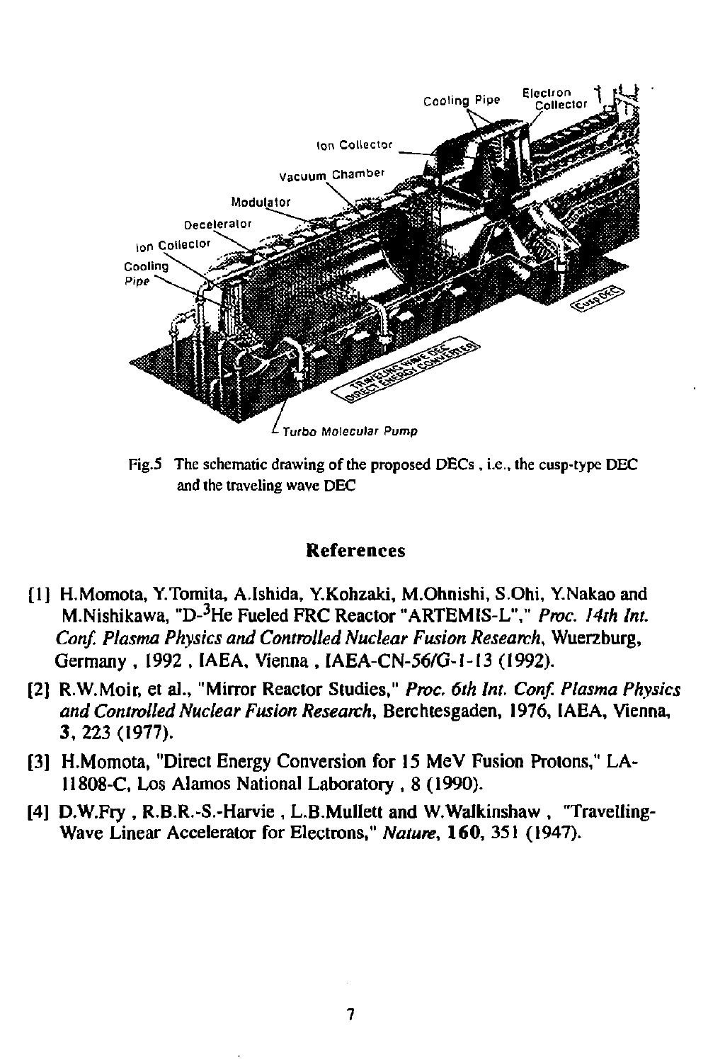Fig.5 The schematic drawing of the proposed DECs, i.e., the cusp-type DEC and the traveling wave DEC

## References

[1] H.Momota, Y.Tomita, A.Ishida, Y.Kohzaki, M.Ohnishi, S.Ohi, Y.Nakao and M.Nishikawa, "D-$^3$He Fueled FRC Reactor "ARTEMIS-L"," *Proc. 14th Int. Conf. Plasma Physics and Controlled Nuclear Fusion Research*, Wuerzburg, Germany, 1992, IAEA, Vienna, IAEA-CN-56/G-1-13 (1992).

[2] R.W.Moir, et al., "Mirror Reactor Studies," *Proc. 6th Int. Conf. Plasma Physics and Controlled Nuclear Fusion Research*, Berchtesgaden, 1976, IAEA, Vienna, **3**, 223 (1977).

[3] H.Momota, "Direct Energy Conversion for 15 MeV Fusion Protons," LA-11808-C, Los Alamos National Laboratory, 8 (1990).

[4] D.W.Fry, R.B.R.-S.-Harvie, L.B.Mullett and W.Walkinshaw, "Travelling-Wave Linear Accelerator for Electrons," *Nature*, **160**, 351 (1947).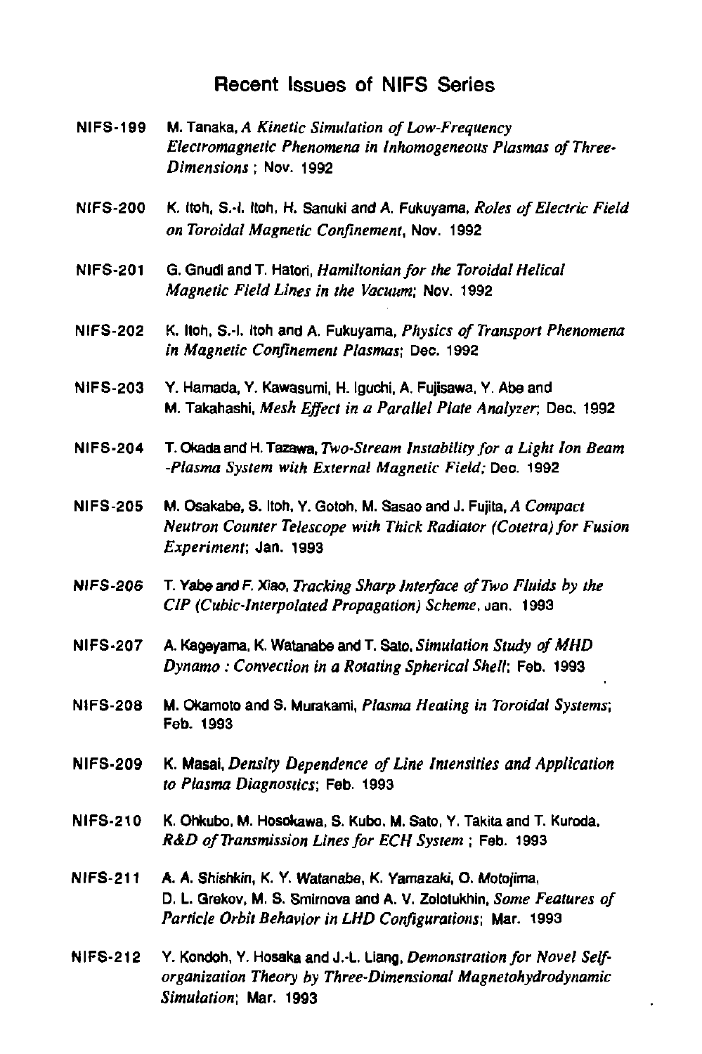## Recent Issues of NIFS Series

NIFS-199 M. Tanaka, *A Kinetic Simulation of Low-Frequency Electromagnetic Phenomena in Inhomogeneous Plasmas of Three-Dimensions* ; Nov. 1992

NIFS-200 K. Itoh, S.-I. Itoh, H. Sanuki and A. Fukuyama, *Roles of Electric Field on Toroidal Magnetic Confinement*, Nov. 1992

NIFS-201 G. Gnudi and T. Hatori, *Hamiltonian for the Toroidal Helical Magnetic Field Lines in the Vacuum*; Nov. 1992

NIFS-202 K. Itoh, S.-I. Itoh and A. Fukuyama, *Physics of Transport Phenomena in Magnetic Confinement Plasmas*; Dec. 1992

NIFS-203 Y. Hamada, Y. Kawasumi, H. Iguchi, A. Fujisawa, Y. Abe and M. Takahashi, *Mesh Effect in a Parallel Plate Analyzer*; Dec. 1992

NIFS-204 T. Okada and H. Tazawa, *Two-Stream Instability for a Light Ion Beam -Plasma System with External Magnetic Field;* Dec. 1992

NIFS-205 M. Osakabe, S. Itoh, Y. Gotoh, M. Sasao and J. Fujita, *A Compact Neutron Counter Telescope with Thick Radiator (Cotetra) for Fusion Experiment*; Jan. 1993

NIFS-206 T. Yabe and F. Xiao, *Tracking Sharp Interface of Two Fluids by the CIP (Cubic-Interpolated Propagation) Scheme*, Jan. 1993

NIFS-207 A. Kageyama, K. Watanabe and T. Sato, *Simulation Study of MHD Dynamo : Convection in a Rotating Spherical Shell*; Feb. 1993

NIFS-208 M. Okamoto and S. Murakami, *Plasma Heating in Toroidal Systems*; Feb. 1993

NIFS-209 K. Masai, *Density Dependence of Line Intensities and Application to Plasma Diagnostics*; Feb. 1993

NIFS-210 K. Ohkubo, M. Hosokawa, S. Kubo, M. Sato, Y. Takita and T. Kuroda, *R&D of Transmission Lines for ECH System* ; Feb. 1993

NIFS-211 A. A. Shishkin, K. Y. Watanabe, K. Yamazaki, O. Motojima, D. L. Grekov, M. S. Smirnova and A. V. Zolotukhin, *Some Features of Particle Orbit Behavior in LHD Configurations*; Mar. 1993

NIFS-212 Y. Kondoh, Y. Hosaka and J.-L. Liang, *Demonstration for Novel Self-organization Theory by Three-Dimensional Magnetohydrodynamic Simulation*; Mar. 1993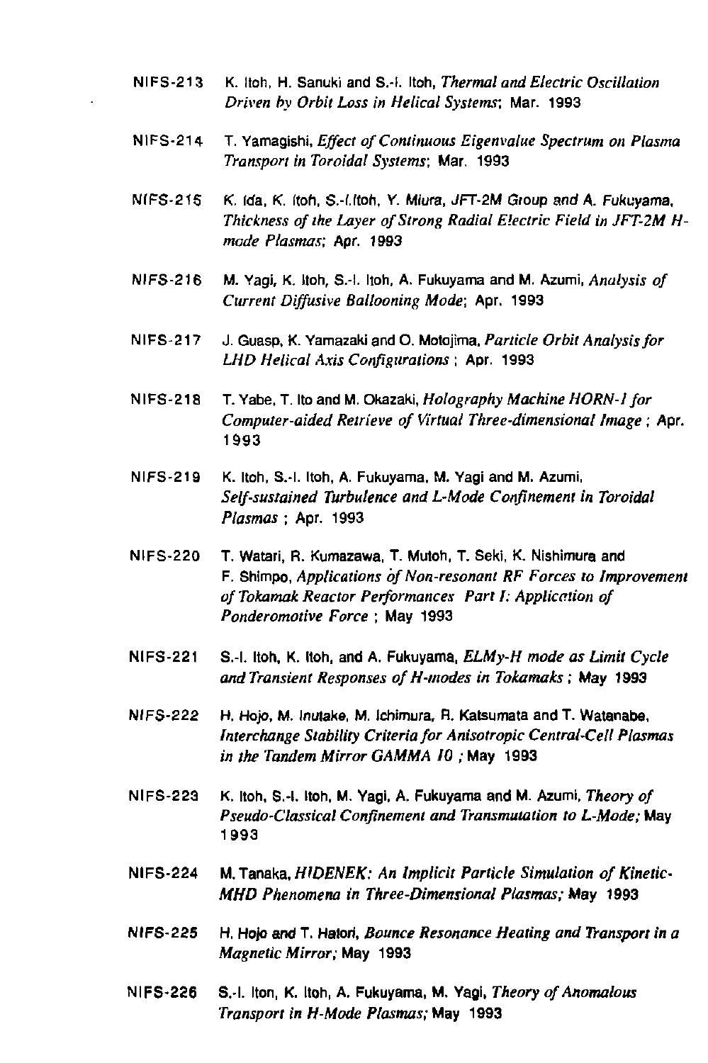NIFS-213 K. Itoh, H. Sanuki and S.-I. Itoh, *Thermal and Electric Oscillation Driven by Orbit Loss in Helical Systems*; Mar. 1993

NIFS-214 T. Yamagishi, *Effect of Continuous Eigenvalue Spectrum on Plasma Transport in Toroidal Systems*; Mar. 1993

NIFS-215 K. Ida, K. Itoh, S.-I.Itoh, Y. Miura, JFT-2M Group and A. Fukuyama, *Thickness of the Layer of Strong Radial Electric Field in JFT-2M H-mode Plasmas*; Apr. 1993

NIFS-216 M. Yagi, K. Itoh, S.-I. Itoh, A. Fukuyama and M. Azumi, *Analysis of Current Diffusive Ballooning Mode*; Apr. 1993

NIFS-217 J. Guasp, K. Yamazaki and O. Motojima, *Particle Orbit Analysis for LHD Helical Axis Configurations* ; Apr. 1993

NIFS-218 T. Yabe, T. Ito and M. Okazaki, *Holography Machine HORN-1 for Computer-aided Retrieve of Virtual Three-dimensional Image* ; Apr. 1993

NIFS-219 K. Itoh, S.-I. Itoh, A. Fukuyama, M. Yagi and M. Azumi, *Self-sustained Turbulence and L-Mode Confinement in Toroidal Plasmas* ; Apr. 1993

NIFS-220 T. Watari, R. Kumazawa, T. Mutoh, T. Seki, K. Nishimura and F. Shimpo, *Applications of Non-resonant RF Forces to Improvement of Tokamak Reactor Performances Part I: Application of Ponderomotive Force* ; May 1993

NIFS-221 S.-I. Itoh, K. Itoh, and A. Fukuyama, *ELMy-H mode as Limit Cycle and Transient Responses of H-modes in Tokamaks* ; May 1993

NIFS-222 H. Hojo, M. Inutake, M. Ichimura, R. Katsumata and T. Watanabe, *Interchange Stability Criteria for Anisotropic Central-Cell Plasmas in the Tandem Mirror GAMMA 10* ; May 1993

NIFS-223 K. Itoh, S.-I. Itoh, M. Yagi, A. Fukuyama and M. Azumi, *Theory of Pseudo-Classical Confinement and Transmutation to L-Mode;* May 1993

NIFS-224 M. Tanaka, *HIDENEK: An Implicit Particle Simulation of Kinetic-MHD Phenomena in Three-Dimensional Plasmas;* May 1993

NIFS-225 H. Hojo and T. Hatori, *Bounce Resonance Heating and Transport in a Magnetic Mirror;* May 1993

NIFS-226 S.-I. Iton, K. Itoh, A. Fukuyama, M. Yagi, *Theory of Anomalous Transport in H-Mode Plasmas;* May 1993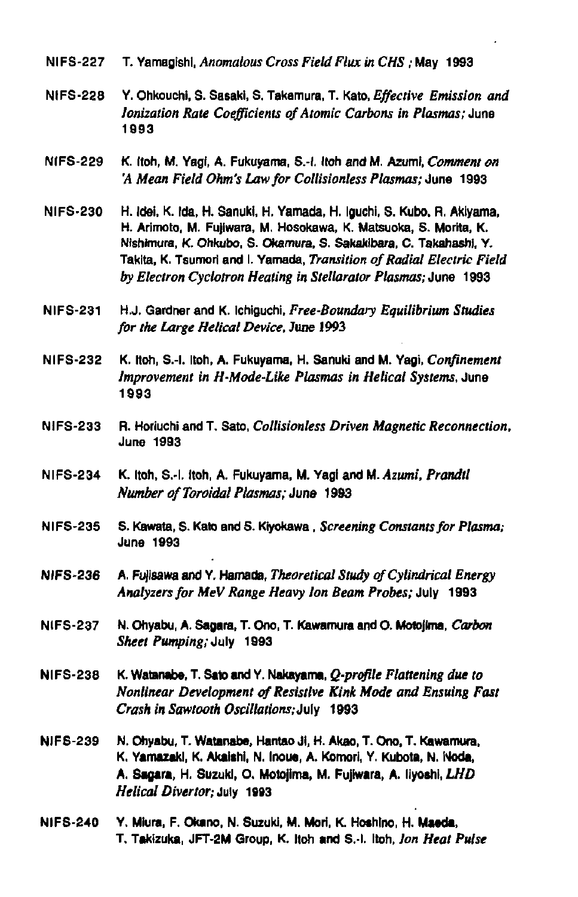NIFS-227 T. Yamagishi, *Anomalous Cross Field Flux in CHS* ; May 1993

NIFS-228 Y. Ohkouchi, S. Sasaki, S. Takamura, T. Kato, *Effective Emission and Ionization Rate Coefficients of Atomic Carbons in Plasmas;* June 1993

NIFS-229 K. Itoh, M. Yagi, A. Fukuyama, S.-I. Itoh and M. Azumi, *Comment on 'A Mean Field Ohm's Law for Collisionless Plasmas;* June 1993

NIFS-230 H. Idei, K. Ida, H. Sanuki, H. Yamada, H. Iguchi, S. Kubo, R. Akiyama, H. Arimoto, M. Fujiwara, M. Hosokawa, K. Matsuoka, S. Morita, K. Nishimura, K. Ohkubo, S. Okamura, S. Sakakibara, C. Takahashi, Y. Takita, K. Tsumori and I. Yamada, *Transition of Radial Electric Field by Electron Cyclotron Heating in Stellarator Plasmas;* June 1993

NIFS-231 H.J. Gardner and K. Ichiguchi, *Free-Boundary Equilibrium Studies for the Large Helical Device,* June 1993

NIFS-232 K. Itoh, S.-I. Itoh, A. Fukuyama, H. Sanuki and M. Yagi, *Confinement Improvement in H-Mode-Like Plasmas in Helical Systems,* June 1993

NIFS-233 R. Horiuchi and T. Sato, *Collisionless Driven Magnetic Reconnection,* June 1993

NIFS-234 K. Itoh, S.-I. Itoh, A. Fukuyama, M. Yagi and M. Azumi, *Prandtl Number of Toroidal Plasmas;* June 1993

NIFS-235 S. Kawata, S. Kato and S. Kiyokawa , *Screening Constants for Plasma;* June 1993

NIFS-236 A. Fujisawa and Y. Hamada, *Theoretical Study of Cylindrical Energy Analyzers for MeV Range Heavy Ion Beam Probes;* July 1993

NIFS-237 N. Ohyabu, A. Sagara, T. Ono, T. Kawamura and O. Motojima, *Carbon Sheet Pumping;* July 1993

NIFS-238 K. Watanabe, T. Sato and Y. Nakayama, *Q-profile Flattening due to Nonlinear Development of Resistive Kink Mode and Ensuing Fast Crash in Sawtooth Oscillations;* July 1993

NIFS-239 N. Ohyabu, T. Watanabe, Hantao Ji, H. Akao, T. Ono, T. Kawamura, K. Yamazaki, K. Akaishi, N. Inoue, A. Komori, Y. Kubota, N. Noda, A. Sagara, H. Suzuki, O. Motojima, M. Fujiwara, A. Iiyoshi, *LHD Helical Divertor;* July 1993

NIFS-240 Y. Miura, F. Okano, N. Suzuki, M. Mori, K. Hoshino, H. Maeda, T. Takizuka, JFT-2M Group, K. Itoh and S.-I. Itoh, *Ion Heat Pulse*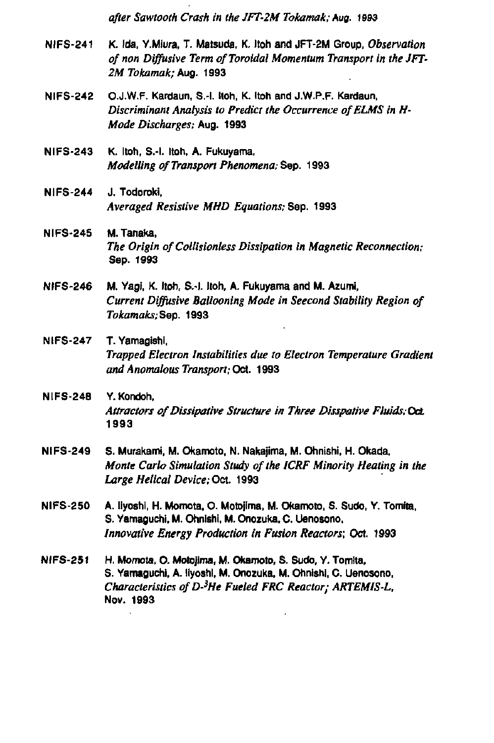*after Sawtooth Crash in the JFT-2M Tokamak;* Aug. 1993

NIFS-241 K. Ida, Y.Miura, T. Matsuda, K. Itoh and JFT-2M Group, *Observation of non Diffusive Term of Toroidal Momentum Transport in the JFT-2M Tokamak;* Aug. 1993

NIFS-242 O.J.W.F. Kardaun, S.-I. Itoh, K. Itoh and J.W.P.F. Kardaun, *Discriminant Analysis to Predict the Occurrence of ELMS in H-Mode Discharges;* Aug. 1993

NIFS-243 K. Itoh, S.-I. Itoh, A. Fukuyama, *Modelling of Transport Phenomena;* Sep. 1993

NIFS-244 J. Todoroki, *Averaged Resistive MHD Equations;* Sep. 1993

NIFS-245 M. Tanaka, *The Origin of Collisionless Dissipation in Magnetic Reconnection;* Sep. 1993

NIFS-246 M. Yagi, K. Itoh, S.-I. Itoh, A. Fukuyama and M. Azumi, *Current Diffusive Ballooning Mode in Seecond Stability Region of Tokamaks;* Sep. 1993

NIFS-247 T. Yamagishi, *Trapped Electron Instabilities due to Electron Temperature Gradient and Anomalous Transport;* Oct. 1993

NIFS-248 Y. Kondoh, *Attractors of Dissipative Structure in Three Disspative Fluids;* Oct. 1993

NIFS-249 S. Murakami, M. Okamoto, N. Nakajima, M. Ohnishi, H. Okada, *Monte Carlo Simulation Study of the ICRF Minority Heating in the Large Helical Device;* Oct. 1993

NIFS-250 A. Iiyoshi, H. Momota, O. Motojima, M. Okamoto, S. Sudo, Y. Tomita, S. Yamaguchi, M. Ohnishi, M. Onozuka, C. Uenosono, *Innovative Energy Production in Fusion Reactors;* Oct. 1993

NIFS-251 H. Momota, O. Motojima, M. Okamoto, S. Sudo, Y. Tomita, S. Yamaguchi, A. Iiyoshi, M. Onozuka, M. Ohnishi, C. Uenosono, *Characteristics of D-$^3$He Fueled FRC Reactor; ARTEMIS-L,* Nov. 1993